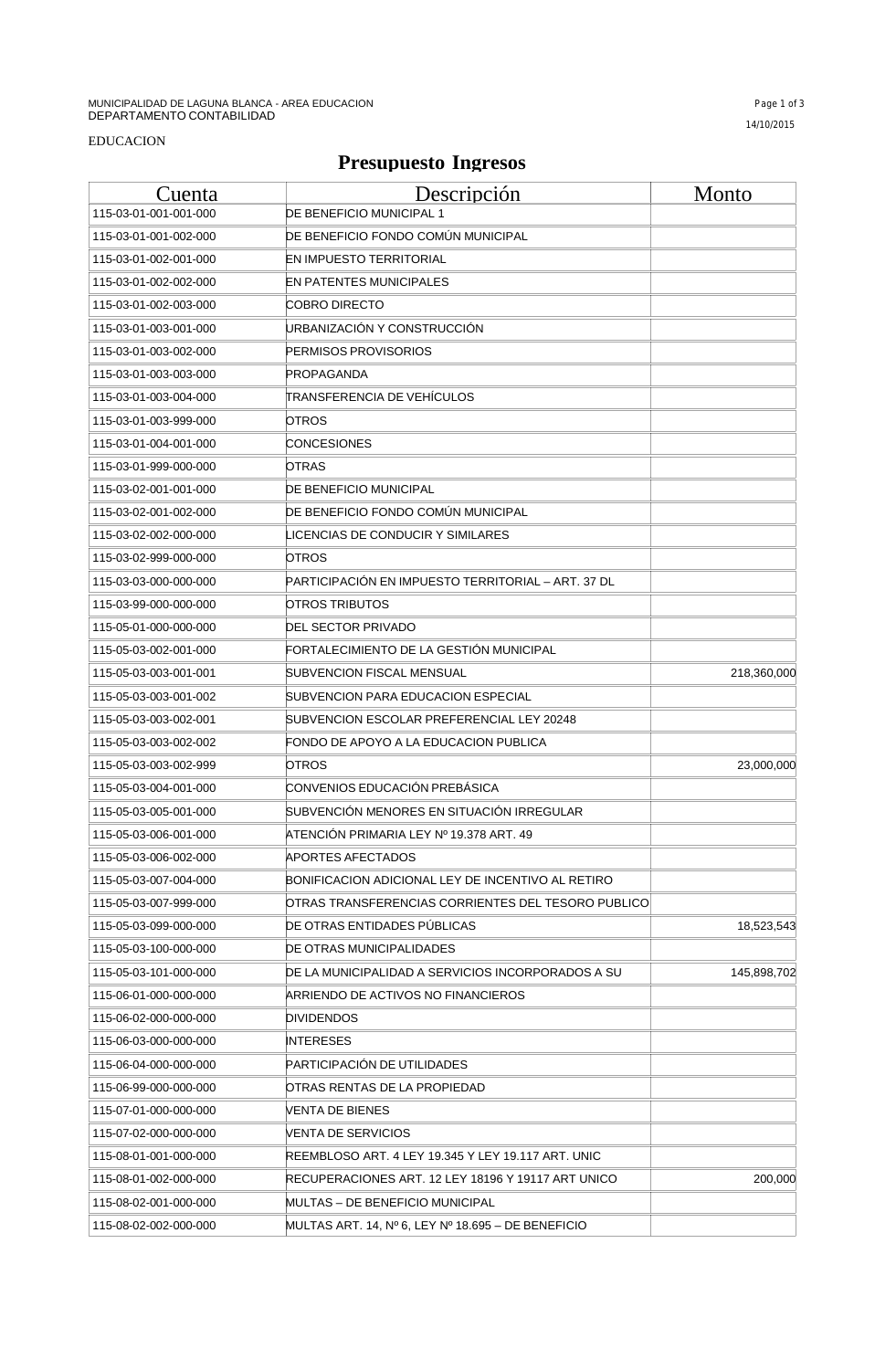MUNICIPALIDAD DE LAGUNA BLANCA - AREA EDUCACION
DEPARTAMENTO CONTABILIDAD

14/10/2015

EDUCACION

# Presupuesto Ingresos

| Cuenta | Descripción | Monto |
|---|---|---|
| 115-03-01-001-001-000 | DE BENEFICIO MUNICIPAL 1 | |
| 115-03-01-001-002-000 | DE BENEFICIO FONDO COMÚN MUNICIPAL | |
| 115-03-01-002-001-000 | EN IMPUESTO TERRITORIAL | |
| 115-03-01-002-002-000 | EN PATENTES MUNICIPALES | |
| 115-03-01-002-003-000 | COBRO DIRECTO | |
| 115-03-01-003-001-000 | URBANIZACIÓN Y CONSTRUCCIÓN | |
| 115-03-01-003-002-000 | PERMISOS PROVISORIOS | |
| 115-03-01-003-003-000 | PROPAGANDA | |
| 115-03-01-003-004-000 | TRANSFERENCIA DE VEHÍCULOS | |
| 115-03-01-003-999-000 | OTROS | |
| 115-03-01-004-001-000 | CONCESIONES | |
| 115-03-01-999-000-000 | OTRAS | |
| 115-03-02-001-001-000 | DE BENEFICIO MUNICIPAL | |
| 115-03-02-001-002-000 | DE BENEFICIO FONDO COMÚN MUNICIPAL | |
| 115-03-02-002-000-000 | LICENCIAS DE CONDUCIR Y SIMILARES | |
| 115-03-02-999-000-000 | OTROS | |
| 115-03-03-000-000-000 | PARTICIPACIÓN EN IMPUESTO TERRITORIAL – ART. 37 DL | |
| 115-03-99-000-000-000 | OTROS TRIBUTOS | |
| 115-05-01-000-000-000 | DEL SECTOR PRIVADO | |
| 115-05-03-002-001-000 | FORTALECIMIENTO DE LA GESTIÓN MUNICIPAL | |
| 115-05-03-003-001-001 | SUBVENCION FISCAL MENSUAL | 218,360,000 |
| 115-05-03-003-001-002 | SUBVENCION PARA EDUCACION ESPECIAL | |
| 115-05-03-003-002-001 | SUBVENCION ESCOLAR PREFERENCIAL LEY 20248 | |
| 115-05-03-003-002-002 | FONDO DE APOYO A LA EDUCACION PUBLICA | |
| 115-05-03-003-002-999 | OTROS | 23,000,000 |
| 115-05-03-004-001-000 | CONVENIOS EDUCACIÓN PREBÁSICA | |
| 115-05-03-005-001-000 | SUBVENCIÓN MENORES EN SITUACIÓN IRREGULAR | |
| 115-05-03-006-001-000 | ATENCIÓN PRIMARIA LEY Nº 19.378 ART. 49 | |
| 115-05-03-006-002-000 | APORTES AFECTADOS | |
| 115-05-03-007-004-000 | BONIFICACION ADICIONAL LEY DE INCENTIVO AL RETIRO | |
| 115-05-03-007-999-000 | OTRAS TRANSFERENCIAS CORRIENTES DEL TESORO PUBLICO | |
| 115-05-03-099-000-000 | DE OTRAS ENTIDADES PÚBLICAS | 18,523,543 |
| 115-05-03-100-000-000 | DE OTRAS MUNICIPALIDADES | |
| 115-05-03-101-000-000 | DE LA MUNICIPALIDAD A SERVICIOS INCORPORADOS A SU | 145,898,702 |
| 115-06-01-000-000-000 | ARRIENDO DE ACTIVOS NO FINANCIEROS | |
| 115-06-02-000-000-000 | DIVIDENDOS | |
| 115-06-03-000-000-000 | INTERESES | |
| 115-06-04-000-000-000 | PARTICIPACIÓN DE UTILIDADES | |
| 115-06-99-000-000-000 | OTRAS RENTAS DE LA PROPIEDAD | |
| 115-07-01-000-000-000 | VENTA DE BIENES | |
| 115-07-02-000-000-000 | VENTA DE SERVICIOS | |
| 115-08-01-001-000-000 | REEMBLOSO ART. 4 LEY 19.345 Y LEY 19.117 ART. UNIC | |
| 115-08-01-002-000-000 | RECUPERACIONES ART. 12 LEY 18196 Y 19117 ART UNICO | 200,000 |
| 115-08-02-001-000-000 | MULTAS – DE BENEFICIO MUNICIPAL | |
| 115-08-02-002-000-000 | MULTAS ART. 14, Nº 6, LEY Nº 18.695 – DE BENEFICIO | |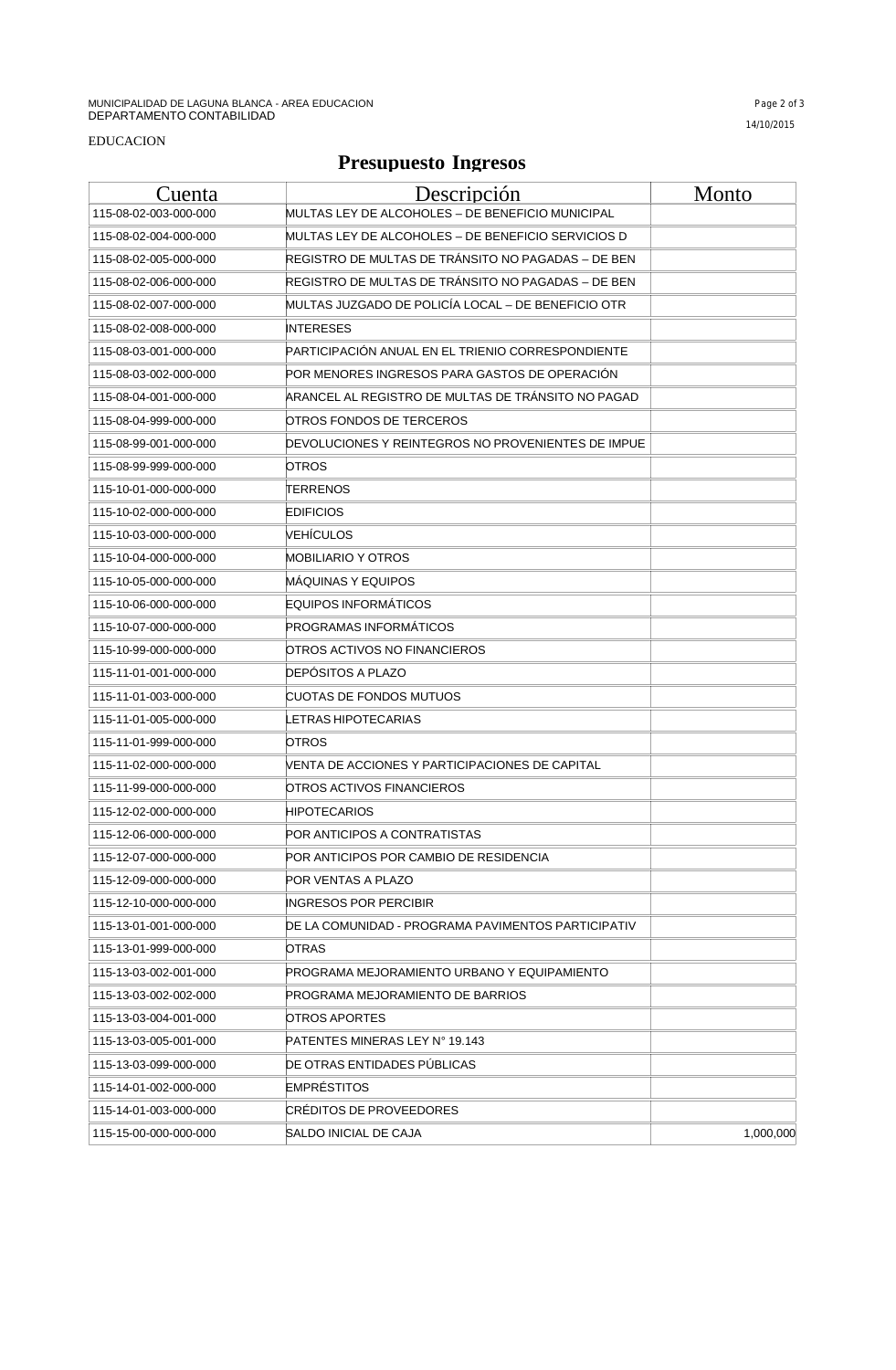MUNICIPALIDAD DE LAGUNA BLANCA - AREA EDUCACION
DEPARTAMENTO CONTABILIDAD

14/10/2015

EDUCACION

# Presupuesto Ingresos

| Cuenta | Descripción | Monto |
|---|---|---|
| 115-08-02-003-000-000 | MULTAS LEY DE ALCOHOLES – DE BENEFICIO MUNICIPAL | |
| 115-08-02-004-000-000 | MULTAS LEY DE ALCOHOLES – DE BENEFICIO SERVICIOS D | |
| 115-08-02-005-000-000 | REGISTRO DE MULTAS DE TRÁNSITO NO PAGADAS – DE BEN | |
| 115-08-02-006-000-000 | REGISTRO DE MULTAS DE TRÁNSITO NO PAGADAS – DE BEN | |
| 115-08-02-007-000-000 | MULTAS JUZGADO DE POLICÍA LOCAL – DE BENEFICIO OTR | |
| 115-08-02-008-000-000 | INTERESES | |
| 115-08-03-001-000-000 | PARTICIPACIÓN ANUAL EN EL TRIENIO CORRESPONDIENTE | |
| 115-08-03-002-000-000 | POR MENORES INGRESOS PARA GASTOS DE OPERACIÓN | |
| 115-08-04-001-000-000 | ARANCEL AL REGISTRO DE MULTAS DE TRÁNSITO NO PAGAD | |
| 115-08-04-999-000-000 | OTROS FONDOS DE TERCEROS | |
| 115-08-99-001-000-000 | DEVOLUCIONES Y REINTEGROS NO PROVENIENTES DE IMPUE | |
| 115-08-99-999-000-000 | OTROS | |
| 115-10-01-000-000-000 | TERRENOS | |
| 115-10-02-000-000-000 | EDIFICIOS | |
| 115-10-03-000-000-000 | VEHÍCULOS | |
| 115-10-04-000-000-000 | MOBILIARIO Y OTROS | |
| 115-10-05-000-000-000 | MÁQUINAS Y EQUIPOS | |
| 115-10-06-000-000-000 | EQUIPOS INFORMÁTICOS | |
| 115-10-07-000-000-000 | PROGRAMAS INFORMÁTICOS | |
| 115-10-99-000-000-000 | OTROS ACTIVOS NO FINANCIEROS | |
| 115-11-01-001-000-000 | DEPÓSITOS A PLAZO | |
| 115-11-01-003-000-000 | CUOTAS DE FONDOS MUTUOS | |
| 115-11-01-005-000-000 | LETRAS HIPOTECARIAS | |
| 115-11-01-999-000-000 | OTROS | |
| 115-11-02-000-000-000 | VENTA DE ACCIONES Y PARTICIPACIONES DE CAPITAL | |
| 115-11-99-000-000-000 | OTROS ACTIVOS FINANCIEROS | |
| 115-12-02-000-000-000 | HIPOTECARIOS | |
| 115-12-06-000-000-000 | POR ANTICIPOS A CONTRATISTAS | |
| 115-12-07-000-000-000 | POR ANTICIPOS POR CAMBIO DE RESIDENCIA | |
| 115-12-09-000-000-000 | POR VENTAS A PLAZO | |
| 115-12-10-000-000-000 | INGRESOS POR PERCIBIR | |
| 115-13-01-001-000-000 | DE LA COMUNIDAD - PROGRAMA PAVIMENTOS PARTICIPATIV | |
| 115-13-01-999-000-000 | OTRAS | |
| 115-13-03-002-001-000 | PROGRAMA MEJORAMIENTO URBANO Y EQUIPAMIENTO | |
| 115-13-03-002-002-000 | PROGRAMA MEJORAMIENTO DE BARRIOS | |
| 115-13-03-004-001-000 | OTROS APORTES | |
| 115-13-03-005-001-000 | PATENTES MINERAS LEY N° 19.143 | |
| 115-13-03-099-000-000 | DE OTRAS ENTIDADES PÚBLICAS | |
| 115-14-01-002-000-000 | EMPRÉSTITOS | |
| 115-14-01-003-000-000 | CRÉDITOS DE PROVEEDORES | |
| 115-15-00-000-000-000 | SALDO INICIAL DE CAJA | 1,000,000 |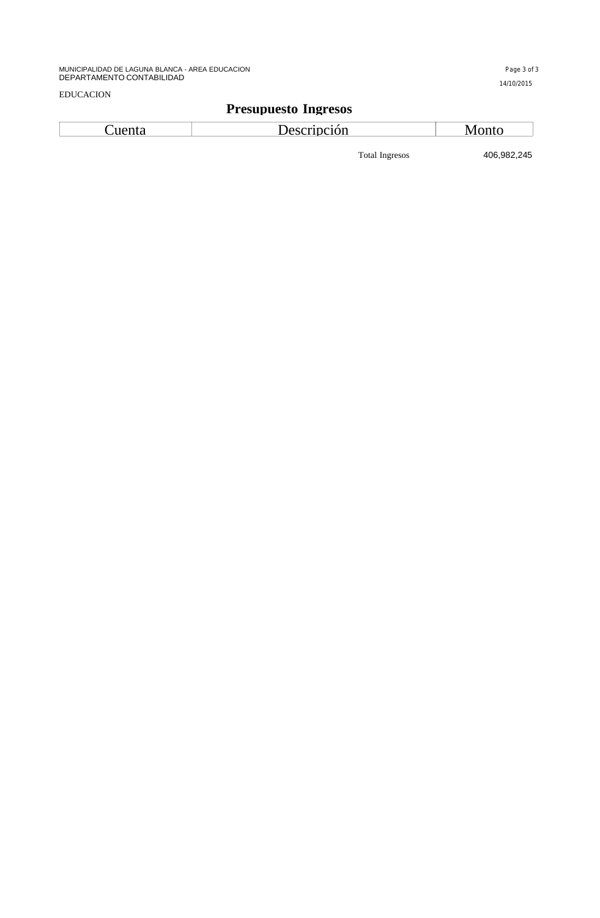EDUCACION

## Presupuesto Ingresos

| Cuenta | Descripción | Monto |
|---|---|---|
| | Total Ingresos | 406,982,245 |